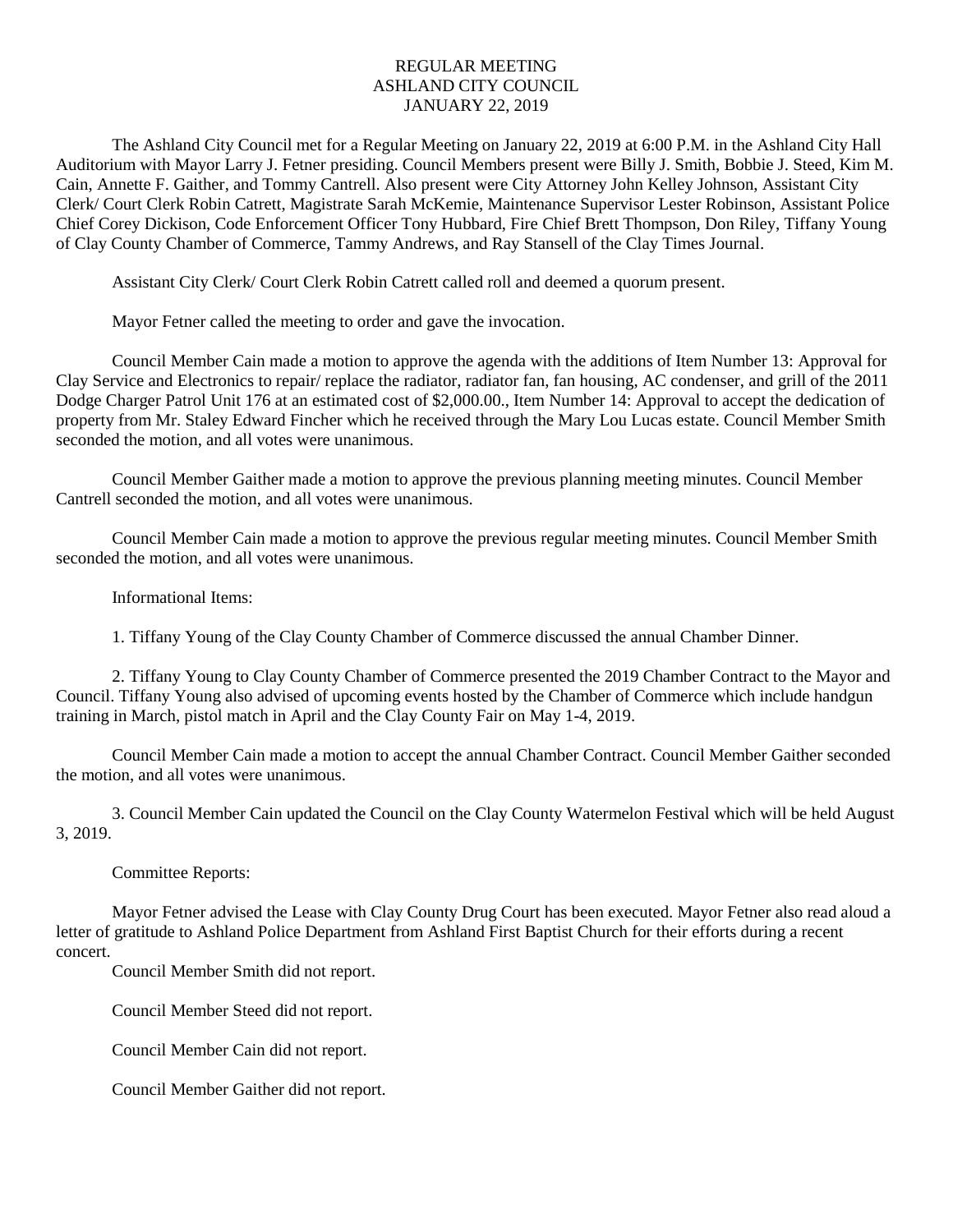# REGULAR MEETING
# ASHLAND CITY COUNCIL
# JANUARY 22, 2019

The Ashland City Council met for a Regular Meeting on January 22, 2019 at 6:00 P.M. in the Ashland City Hall Auditorium with Mayor Larry J. Fetner presiding. Council Members present were Billy J. Smith, Bobbie J. Steed, Kim M. Cain, Annette F. Gaither, and Tommy Cantrell. Also present were City Attorney John Kelley Johnson, Assistant City Clerk/ Court Clerk Robin Catrett, Magistrate Sarah McKemie, Maintenance Supervisor Lester Robinson, Assistant Police Chief Corey Dickison, Code Enforcement Officer Tony Hubbard, Fire Chief Brett Thompson, Don Riley, Tiffany Young of Clay County Chamber of Commerce, Tammy Andrews, and Ray Stansell of the Clay Times Journal.

Assistant City Clerk/ Court Clerk Robin Catrett called roll and deemed a quorum present.

Mayor Fetner called the meeting to order and gave the invocation.

Council Member Cain made a motion to approve the agenda with the additions of Item Number 13: Approval for Clay Service and Electronics to repair/ replace the radiator, radiator fan, fan housing, AC condenser, and grill of the 2011 Dodge Charger Patrol Unit 176 at an estimated cost of $2,000.00., Item Number 14: Approval to accept the dedication of property from Mr. Staley Edward Fincher which he received through the Mary Lou Lucas estate. Council Member Smith seconded the motion, and all votes were unanimous.

Council Member Gaither made a motion to approve the previous planning meeting minutes. Council Member Cantrell seconded the motion, and all votes were unanimous.

Council Member Cain made a motion to approve the previous regular meeting minutes. Council Member Smith seconded the motion, and all votes were unanimous.

Informational Items:

1. Tiffany Young of the Clay County Chamber of Commerce discussed the annual Chamber Dinner.

2. Tiffany Young to Clay County Chamber of Commerce presented the 2019 Chamber Contract to the Mayor and Council. Tiffany Young also advised of upcoming events hosted by the Chamber of Commerce which include handgun training in March, pistol match in April and the Clay County Fair on May 1-4, 2019.

Council Member Cain made a motion to accept the annual Chamber Contract. Council Member Gaither seconded the motion, and all votes were unanimous.

3. Council Member Cain updated the Council on the Clay County Watermelon Festival which will be held August 3, 2019.

Committee Reports:

Mayor Fetner advised the Lease with Clay County Drug Court has been executed. Mayor Fetner also read aloud a letter of gratitude to Ashland Police Department from Ashland First Baptist Church for their efforts during a recent concert.

Council Member Smith did not report.

Council Member Steed did not report.

Council Member Cain did not report.

Council Member Gaither did not report.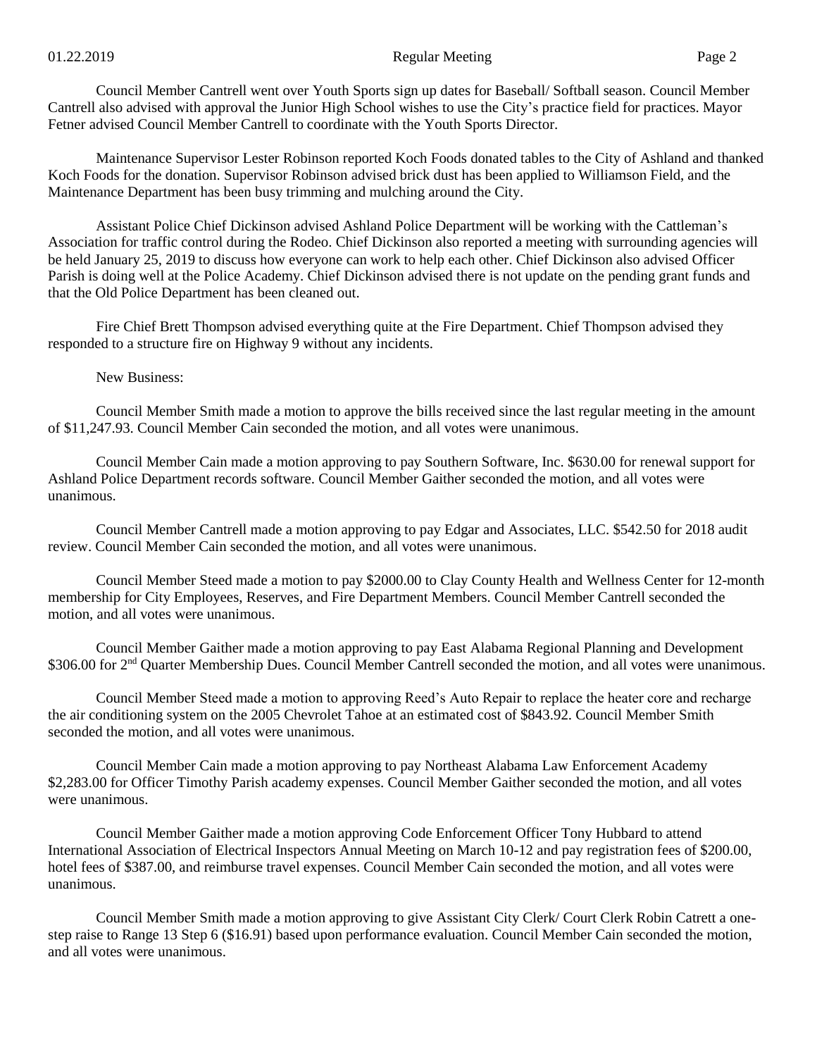Council Member Cantrell went over Youth Sports sign up dates for Baseball/ Softball season. Council Member Cantrell also advised with approval the Junior High School wishes to use the City's practice field for practices. Mayor Fetner advised Council Member Cantrell to coordinate with the Youth Sports Director.

Maintenance Supervisor Lester Robinson reported Koch Foods donated tables to the City of Ashland and thanked Koch Foods for the donation. Supervisor Robinson advised brick dust has been applied to Williamson Field, and the Maintenance Department has been busy trimming and mulching around the City.

Assistant Police Chief Dickinson advised Ashland Police Department will be working with the Cattleman's Association for traffic control during the Rodeo. Chief Dickinson also reported a meeting with surrounding agencies will be held January 25, 2019 to discuss how everyone can work to help each other. Chief Dickinson also advised Officer Parish is doing well at the Police Academy. Chief Dickinson advised there is not update on the pending grant funds and that the Old Police Department has been cleaned out.

Fire Chief Brett Thompson advised everything quite at the Fire Department. Chief Thompson advised they responded to a structure fire on Highway 9 without any incidents.

New Business:

Council Member Smith made a motion to approve the bills received since the last regular meeting in the amount of $11,247.93. Council Member Cain seconded the motion, and all votes were unanimous.

Council Member Cain made a motion approving to pay Southern Software, Inc. $630.00 for renewal support for Ashland Police Department records software. Council Member Gaither seconded the motion, and all votes were unanimous.

Council Member Cantrell made a motion approving to pay Edgar and Associates, LLC. $542.50 for 2018 audit review. Council Member Cain seconded the motion, and all votes were unanimous.

Council Member Steed made a motion to pay $2000.00 to Clay County Health and Wellness Center for 12-month membership for City Employees, Reserves, and Fire Department Members. Council Member Cantrell seconded the motion, and all votes were unanimous.

Council Member Gaither made a motion approving to pay East Alabama Regional Planning and Development $306.00 for 2nd Quarter Membership Dues. Council Member Cantrell seconded the motion, and all votes were unanimous.

Council Member Steed made a motion to approving Reed's Auto Repair to replace the heater core and recharge the air conditioning system on the 2005 Chevrolet Tahoe at an estimated cost of $843.92. Council Member Smith seconded the motion, and all votes were unanimous.

Council Member Cain made a motion approving to pay Northeast Alabama Law Enforcement Academy $2,283.00 for Officer Timothy Parish academy expenses. Council Member Gaither seconded the motion, and all votes were unanimous.

Council Member Gaither made a motion approving Code Enforcement Officer Tony Hubbard to attend International Association of Electrical Inspectors Annual Meeting on March 10-12 and pay registration fees of $200.00, hotel fees of $387.00, and reimburse travel expenses. Council Member Cain seconded the motion, and all votes were unanimous.

Council Member Smith made a motion approving to give Assistant City Clerk/ Court Clerk Robin Catrett a one-step raise to Range 13 Step 6 ($16.91) based upon performance evaluation. Council Member Cain seconded the motion, and all votes were unanimous.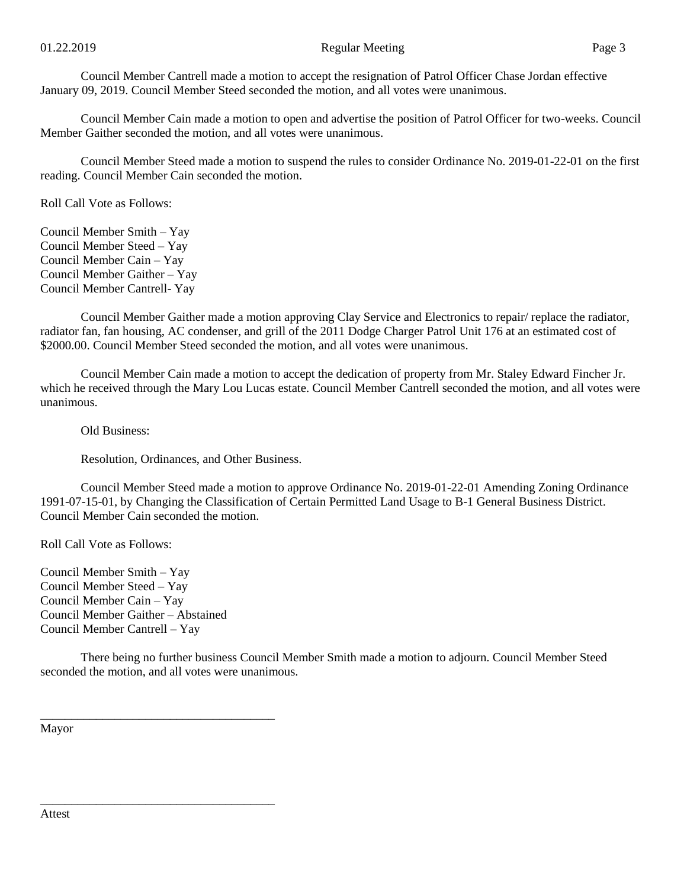Council Member Cantrell made a motion to accept the resignation of Patrol Officer Chase Jordan effective January 09, 2019. Council Member Steed seconded the motion, and all votes were unanimous.

Council Member Cain made a motion to open and advertise the position of Patrol Officer for two-weeks. Council Member Gaither seconded the motion, and all votes were unanimous.

Council Member Steed made a motion to suspend the rules to consider Ordinance No. 2019-01-22-01 on the first reading. Council Member Cain seconded the motion.

Roll Call Vote as Follows:

Council Member Smith – Yay
Council Member Steed – Yay
Council Member Cain – Yay
Council Member Gaither – Yay
Council Member Cantrell- Yay

Council Member Gaither made a motion approving Clay Service and Electronics to repair/ replace the radiator, radiator fan, fan housing, AC condenser, and grill of the 2011 Dodge Charger Patrol Unit 176 at an estimated cost of $2000.00. Council Member Steed seconded the motion, and all votes were unanimous.

Council Member Cain made a motion to accept the dedication of property from Mr. Staley Edward Fincher Jr. which he received through the Mary Lou Lucas estate. Council Member Cantrell seconded the motion, and all votes were unanimous.

Old Business:

Resolution, Ordinances, and Other Business.

Council Member Steed made a motion to approve Ordinance No. 2019-01-22-01 Amending Zoning Ordinance 1991-07-15-01, by Changing the Classification of Certain Permitted Land Usage to B-1 General Business District. Council Member Cain seconded the motion.

Roll Call Vote as Follows:

Council Member Smith – Yay
Council Member Steed – Yay
Council Member Cain – Yay
Council Member Gaither – Abstained
Council Member Cantrell – Yay

There being no further business Council Member Smith made a motion to adjourn. Council Member Steed seconded the motion, and all votes were unanimous.

______________________________________
Mayor

______________________________________
Attest